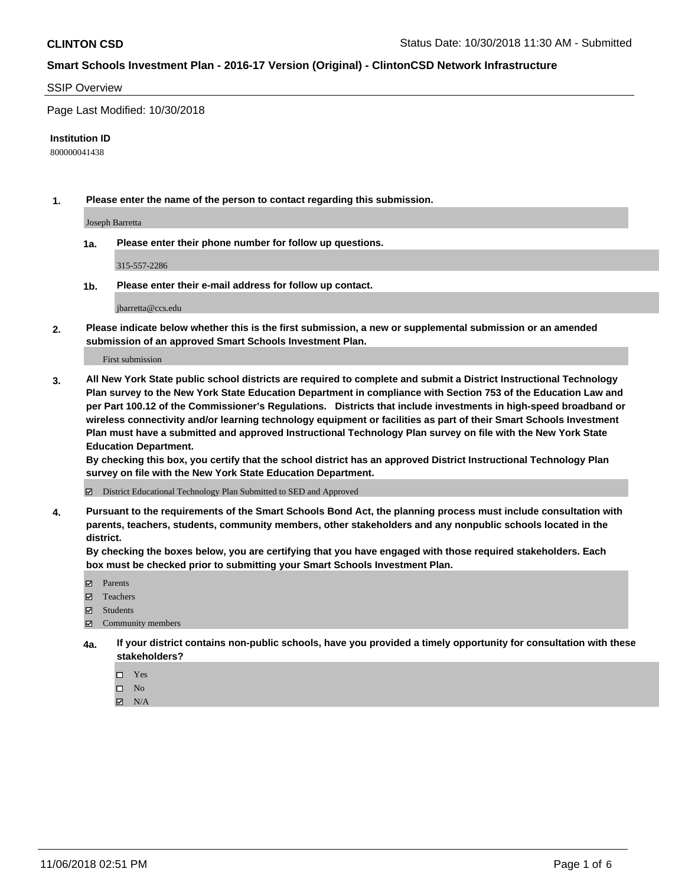**CLINTON CSD**

Status Date: 10/30/2018 11:30 AM - Submitted

## Smart Schools Investment Plan - 2016-17 Version (Original) - ClintonCSD Network Infrastructure

SSIP Overview

Page Last Modified: 10/30/2018

**Institution ID**

800000041438

**1. Please enter the name of the person to contact regarding this submission.**

Joseph Barretta

**1a. Please enter their phone number for follow up questions.**

315-557-2286

**1b. Please enter their e-mail address for follow up contact.**

jbarretta@ccs.edu

**2. Please indicate below whether this is the first submission, a new or supplemental submission or an amended submission of an approved Smart Schools Investment Plan.**

First submission

**3. All New York State public school districts are required to complete and submit a District Instructional Technology Plan survey to the New York State Education Department in compliance with Section 753 of the Education Law and per Part 100.12 of the Commissioner's Regulations. Districts that include investments in high-speed broadband or wireless connectivity and/or learning technology equipment or facilities as part of their Smart Schools Investment Plan must have a submitted and approved Instructional Technology Plan survey on file with the New York State Education Department.**
**By checking this box, you certify that the school district has an approved District Instructional Technology Plan survey on file with the New York State Education Department.**

- [x] District Educational Technology Plan Submitted to SED and Approved

**4. Pursuant to the requirements of the Smart Schools Bond Act, the planning process must include consultation with parents, teachers, students, community members, other stakeholders and any nonpublic schools located in the district.**
**By checking the boxes below, you are certifying that you have engaged with those required stakeholders. Each box must be checked prior to submitting your Smart Schools Investment Plan.**

- [x] Parents
- [x] Teachers
- [x] Students
- [x] Community members

**4a. If your district contains non-public schools, have you provided a timely opportunity for consultation with these stakeholders?**

- [ ] Yes
- [ ] No
- [x] N/A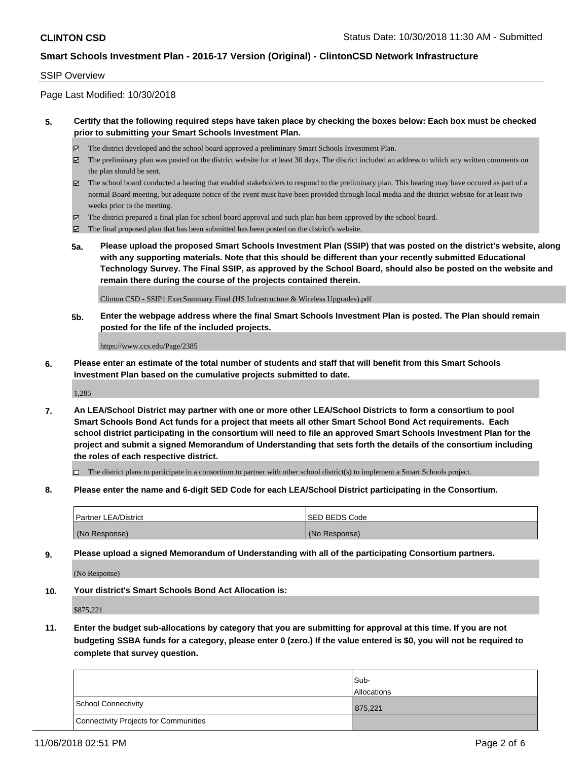SSIP Overview

Page Last Modified: 10/30/2018

**5. Certify that the following required steps have taken place by checking the boxes below: Each box must be checked prior to submitting your Smart Schools Investment Plan.**

- ☑ The district developed and the school board approved a preliminary Smart Schools Investment Plan.
- ☑ The preliminary plan was posted on the district website for at least 30 days. The district included an address to which any written comments on the plan should be sent.
- ☑ The school board conducted a hearing that enabled stakeholders to respond to the preliminary plan. This hearing may have occured as part of a normal Board meeting, but adequate notice of the event must have been provided through local media and the district website for at least two weeks prior to the meeting.
- ☑ The district prepared a final plan for school board approval and such plan has been approved by the school board.
- ☑ The final proposed plan that has been submitted has been posted on the district's website.

**5a. Please upload the proposed Smart Schools Investment Plan (SSIP) that was posted on the district's website, along with any supporting materials. Note that this should be different than your recently submitted Educational Technology Survey. The Final SSIP, as approved by the School Board, should also be posted on the website and remain there during the course of the projects contained therein.**

Clinton CSD - SSIP1 ExecSummary Final (HS Infrastructure & Wireless Upgrades).pdf

**5b. Enter the webpage address where the final Smart Schools Investment Plan is posted. The Plan should remain posted for the life of the included projects.**

https://www.ccs.edu/Page/2385

**6. Please enter an estimate of the total number of students and staff that will benefit from this Smart Schools Investment Plan based on the cumulative projects submitted to date.**

1,285

**7. An LEA/School District may partner with one or more other LEA/School Districts to form a consortium to pool Smart Schools Bond Act funds for a project that meets all other Smart School Bond Act requirements. Each school district participating in the consortium will need to file an approved Smart Schools Investment Plan for the project and submit a signed Memorandum of Understanding that sets forth the details of the consortium including the roles of each respective district.**

- ☐ The district plans to participate in a consortium to partner with other school district(s) to implement a Smart Schools project.

**8. Please enter the name and 6-digit SED Code for each LEA/School District participating in the Consortium.**

| Partner LEA/District | SED BEDS Code |
|---|---|
| (No Response) | (No Response) |

**9. Please upload a signed Memorandum of Understanding with all of the participating Consortium partners.**

(No Response)

**10. Your district's Smart Schools Bond Act Allocation is:**

$875,221

**11. Enter the budget sub-allocations by category that you are submitting for approval at this time. If you are not budgeting SSBA funds for a category, please enter 0 (zero.) If the value entered is $0, you will not be required to complete that survey question.**

| | Sub-Allocations |
|---|---|
| School Connectivity | 875,221 |
| Connectivity Projects for Communities | |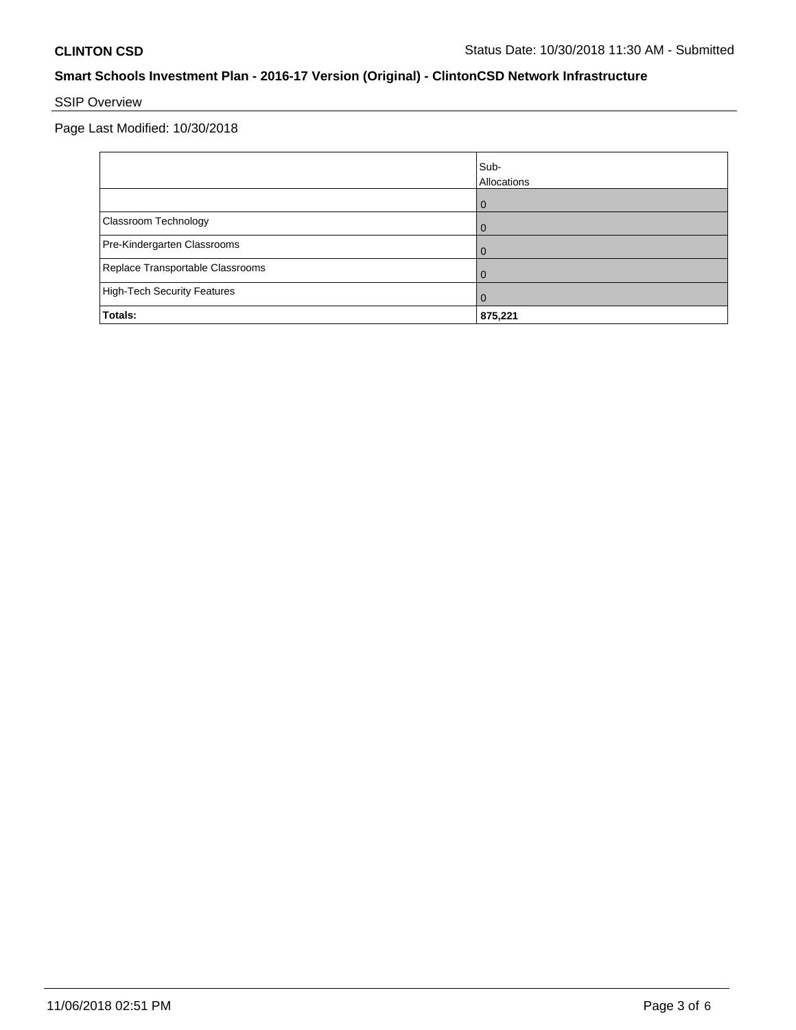**CLINTON CSD** Status Date: 10/30/2018 11:30 AM - Submitted

## Smart Schools Investment Plan - 2016-17 Version (Original) - ClintonCSD Network Infrastructure

SSIP Overview

Page Last Modified: 10/30/2018

| | Sub-Allocations |
|---|---|
| | 0 |
| Classroom Technology | 0 |
| Pre-Kindergarten Classrooms | 0 |
| Replace Transportable Classrooms | 0 |
| High-Tech Security Features | 0 |
| **Totals:** | **875,221** |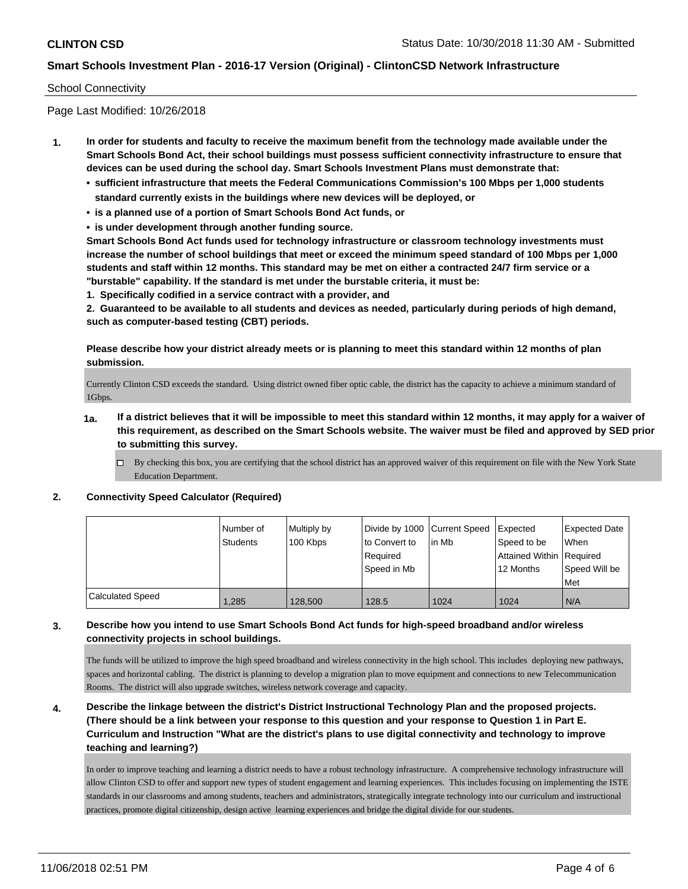**CLINTON CSD** Status Date: 10/30/2018 11:30 AM - Submitted

**Smart Schools Investment Plan - 2016-17 Version (Original) - ClintonCSD Network Infrastructure**

School Connectivity

Page Last Modified: 10/26/2018

1. **In order for students and faculty to receive the maximum benefit from the technology made available under the Smart Schools Bond Act, their school buildings must possess sufficient connectivity infrastructure to ensure that devices can be used during the school day. Smart Schools Investment Plans must demonstrate that:**
   - **sufficient infrastructure that meets the Federal Communications Commission's 100 Mbps per 1,000 students standard currently exists in the buildings where new devices will be deployed, or**
   - **is a planned use of a portion of Smart Schools Bond Act funds, or**
   - **is under development through another funding source.**

   **Smart Schools Bond Act funds used for technology infrastructure or classroom technology investments must increase the number of school buildings that meet or exceed the minimum speed standard of 100 Mbps per 1,000 students and staff within 12 months. This standard may be met on either a contracted 24/7 firm service or a "burstable" capability. If the standard is met under the burstable criteria, it must be:**

   **1. Specifically codified in a service contract with a provider, and**

   **2. Guaranteed to be available to all students and devices as needed, particularly during periods of high demand, such as computer-based testing (CBT) periods.**

   **Please describe how your district already meets or is planning to meet this standard within 12 months of plan submission.**

   Currently Clinton CSD exceeds the standard. Using district owned fiber optic cable, the district has the capacity to achieve a minimum standard of 1Gbps.

   **1a. If a district believes that it will be impossible to meet this standard within 12 months, it may apply for a waiver of this requirement, as described on the Smart Schools website. The waiver must be filed and approved by SED prior to submitting this survey.**

   ☐ By checking this box, you are certifying that the school district has an approved waiver of this requirement on file with the New York State Education Department.

2. **Connectivity Speed Calculator (Required)**

| | Number of Students | Multiply by 100 Kbps | Divide by 1000 to Convert to Required Speed in Mb | Current Speed in Mb | Expected Speed to be Attained Within 12 Months | Expected Date When Required Speed Will be Met |
|---|---|---|---|---|---|---|
| Calculated Speed | 1,285 | 128,500 | 128.5 | 1024 | 1024 | N/A |

3. **Describe how you intend to use Smart Schools Bond Act funds for high-speed broadband and/or wireless connectivity projects in school buildings.**

   The funds will be utilized to improve the high speed broadband and wireless connectivity in the high school. This includes deploying new pathways, spaces and horizontal cabling. The district is planning to develop a migration plan to move equipment and connections to new Telecommunication Rooms. The district will also upgrade switches, wireless network coverage and capacity.

4. **Describe the linkage between the district's District Instructional Technology Plan and the proposed projects. (There should be a link between your response to this question and your response to Question 1 in Part E. Curriculum and Instruction "What are the district's plans to use digital connectivity and technology to improve teaching and learning?)**

   In order to improve teaching and learning a district needs to have a robust technology infrastructure. A comprehensive technology infrastructure will allow Clinton CSD to offer and support new types of student engagement and learning experiences. This includes focusing on implementing the ISTE standards in our classrooms and among students, teachers and administrators, strategically integrate technology into our curriculum and instructional practices, promote digital citizenship, design active learning experiences and bridge the digital divide for our students.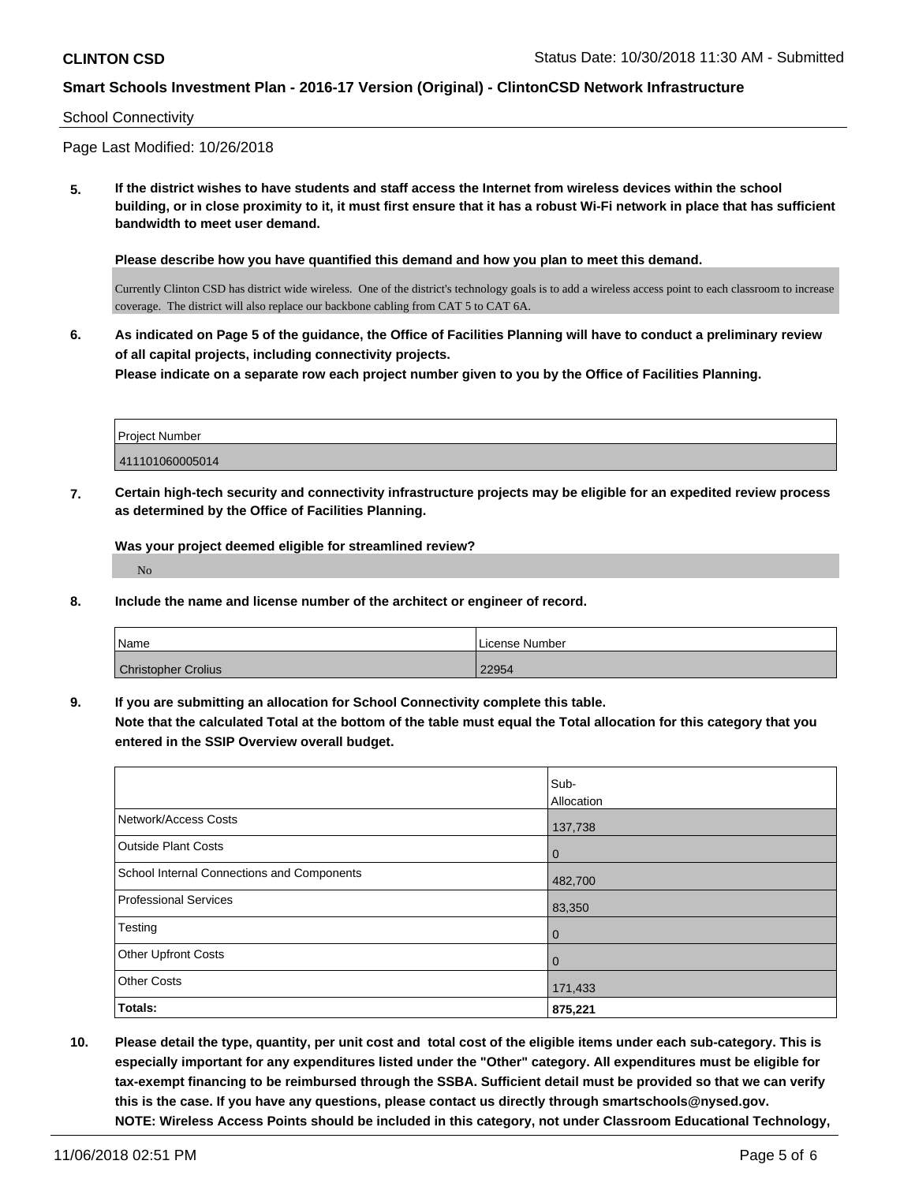School Connectivity

Page Last Modified: 10/26/2018

**5. If the district wishes to have students and staff access the Internet from wireless devices within the school building, or in close proximity to it, it must first ensure that it has a robust Wi-Fi network in place that has sufficient bandwidth to meet user demand.**

**Please describe how you have quantified this demand and how you plan to meet this demand.**

Currently Clinton CSD has district wide wireless. One of the district's technology goals is to add a wireless access point to each classroom to increase coverage. The district will also replace our backbone cabling from CAT 5 to CAT 6A.

**6. As indicated on Page 5 of the guidance, the Office of Facilities Planning will have to conduct a preliminary review of all capital projects, including connectivity projects.**
**Please indicate on a separate row each project number given to you by the Office of Facilities Planning.**

| Project Number |
| --- |
| 411101060005014 |

**7. Certain high-tech security and connectivity infrastructure projects may be eligible for an expedited review process as determined by the Office of Facilities Planning.**

**Was your project deemed eligible for streamlined review?**

No

**8. Include the name and license number of the architect or engineer of record.**

| Name | License Number |
| --- | --- |
| Christopher Crolius | 22954 |

**9. If you are submitting an allocation for School Connectivity complete this table.**
**Note that the calculated Total at the bottom of the table must equal the Total allocation for this category that you entered in the SSIP Overview overall budget.**

| | Sub-Allocation |
| --- | --- |
| Network/Access Costs | 137,738 |
| Outside Plant Costs | 0 |
| School Internal Connections and Components | 482,700 |
| Professional Services | 83,350 |
| Testing | 0 |
| Other Upfront Costs | 0 |
| Other Costs | 171,433 |
| **Totals:** | **875,221** |

**10. Please detail the type, quantity, per unit cost and total cost of the eligible items under each sub-category. This is especially important for any expenditures listed under the "Other" category. All expenditures must be eligible for tax-exempt financing to be reimbursed through the SSBA. Sufficient detail must be provided so that we can verify this is the case. If you have any questions, please contact us directly through smartschools@nysed.gov.**
**NOTE: Wireless Access Points should be included in this category, not under Classroom Educational Technology,**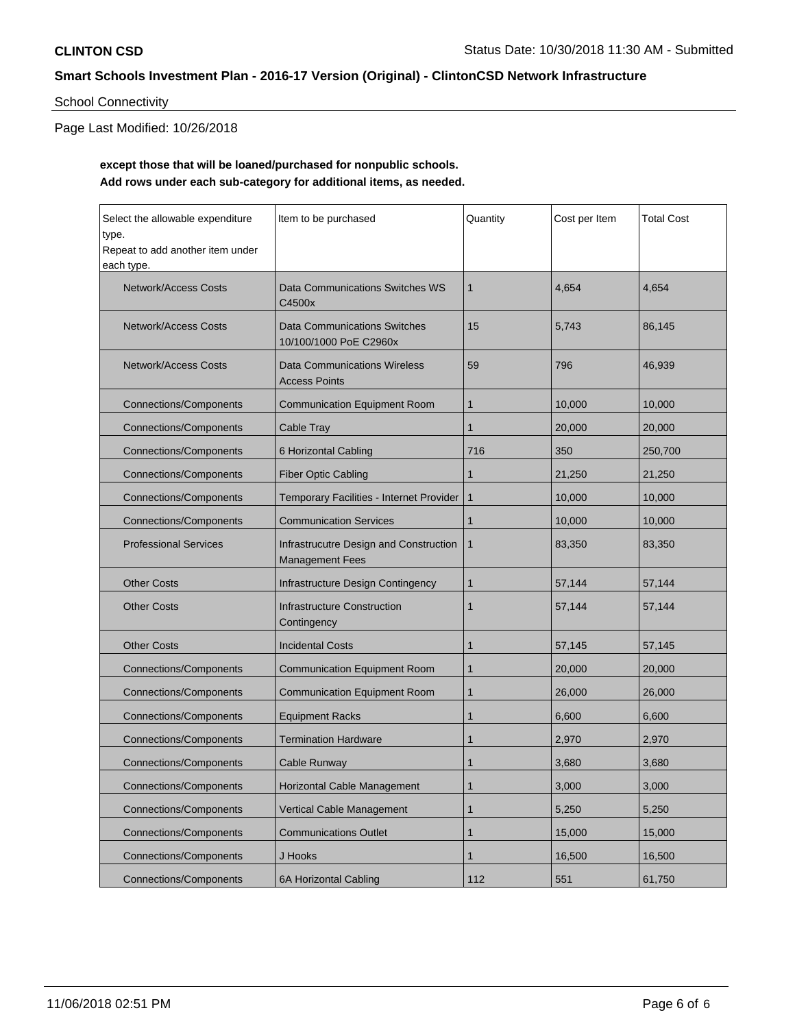School Connectivity

Page Last Modified: 10/26/2018

**except those that will be loaned/purchased for nonpublic schools.**
**Add rows under each sub-category for additional items, as needed.**

| Select the allowable expenditure type. Repeat to add another item under each type. | Item to be purchased | Quantity | Cost per Item | Total Cost |
|---|---|---|---|---|
| Network/Access Costs | Data Communications Switches WS C4500x | 1 | 4,654 | 4,654 |
| Network/Access Costs | Data Communications Switches 10/100/1000 PoE C2960x | 15 | 5,743 | 86,145 |
| Network/Access Costs | Data Communications Wireless Access Points | 59 | 796 | 46,939 |
| Connections/Components | Communication Equipment Room | 1 | 10,000 | 10,000 |
| Connections/Components | Cable Tray | 1 | 20,000 | 20,000 |
| Connections/Components | 6 Horizontal Cabling | 716 | 350 | 250,700 |
| Connections/Components | Fiber Optic Cabling | 1 | 21,250 | 21,250 |
| Connections/Components | Temporary Facilities - Internet Provider | 1 | 10,000 | 10,000 |
| Connections/Components | Communication Services | 1 | 10,000 | 10,000 |
| Professional Services | Infrastrucutre Design and Construction Management Fees | 1 | 83,350 | 83,350 |
| Other Costs | Infrastructure Design Contingency | 1 | 57,144 | 57,144 |
| Other Costs | Infrastructure Construction Contingency | 1 | 57,144 | 57,144 |
| Other Costs | Incidental Costs | 1 | 57,145 | 57,145 |
| Connections/Components | Communication Equipment Room | 1 | 20,000 | 20,000 |
| Connections/Components | Communication Equipment Room | 1 | 26,000 | 26,000 |
| Connections/Components | Equipment Racks | 1 | 6,600 | 6,600 |
| Connections/Components | Termination Hardware | 1 | 2,970 | 2,970 |
| Connections/Components | Cable Runway | 1 | 3,680 | 3,680 |
| Connections/Components | Horizontal Cable Management | 1 | 3,000 | 3,000 |
| Connections/Components | Vertical Cable Management | 1 | 5,250 | 5,250 |
| Connections/Components | Communications Outlet | 1 | 15,000 | 15,000 |
| Connections/Components | J Hooks | 1 | 16,500 | 16,500 |
| Connections/Components | 6A Horizontal Cabling | 112 | 551 | 61,750 |